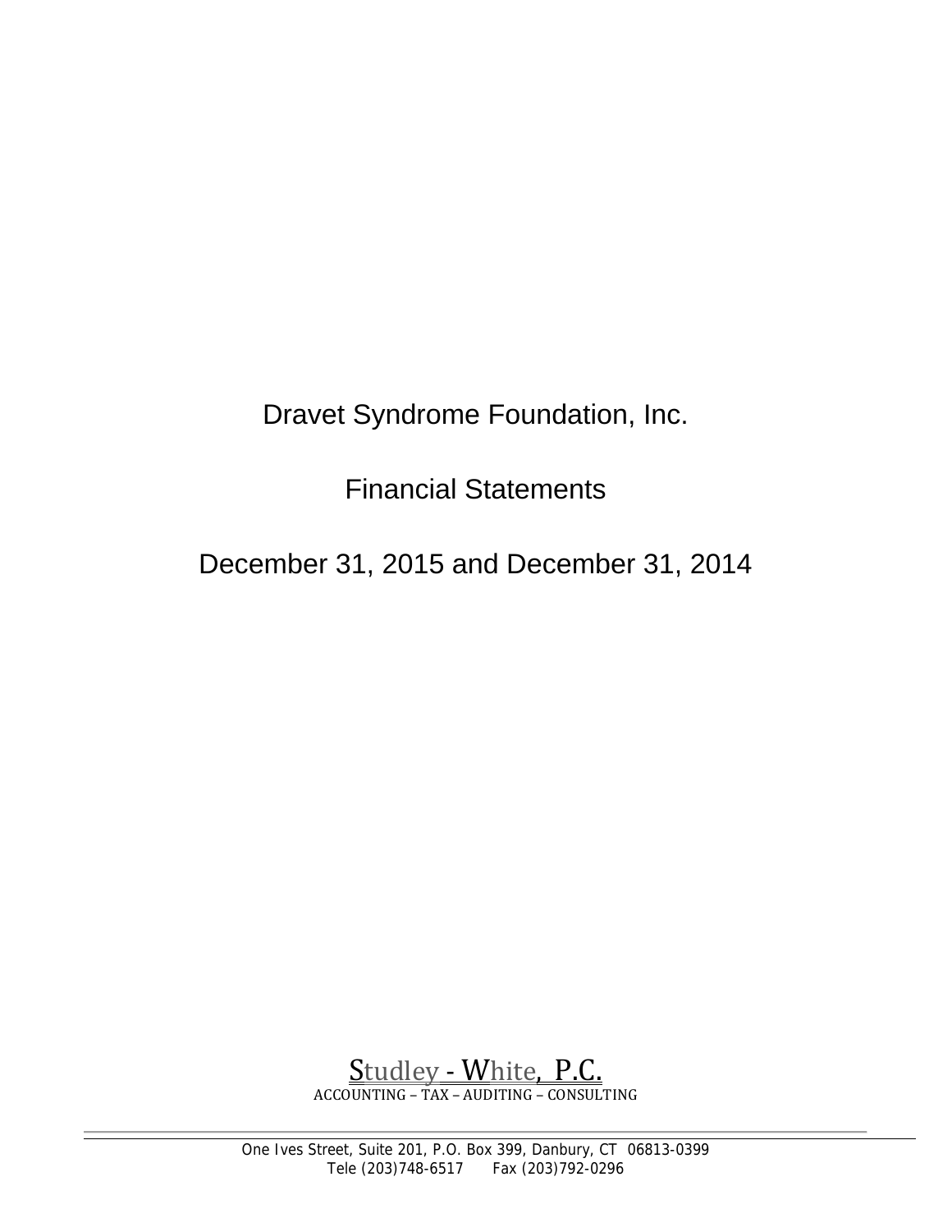# Dravet Syndrome Foundation, Inc.

## Financial Statements

## December 31, 2015 and December 31, 2014

Studley - White, P.C.

ACCOUNTING – TAX – AUDITING – CONSULTING

One Ives Street, Suite 201, P.O. Box 399, Danbury, CT 06813-0399

Tele (203)748-6517 Fax (203)792-0296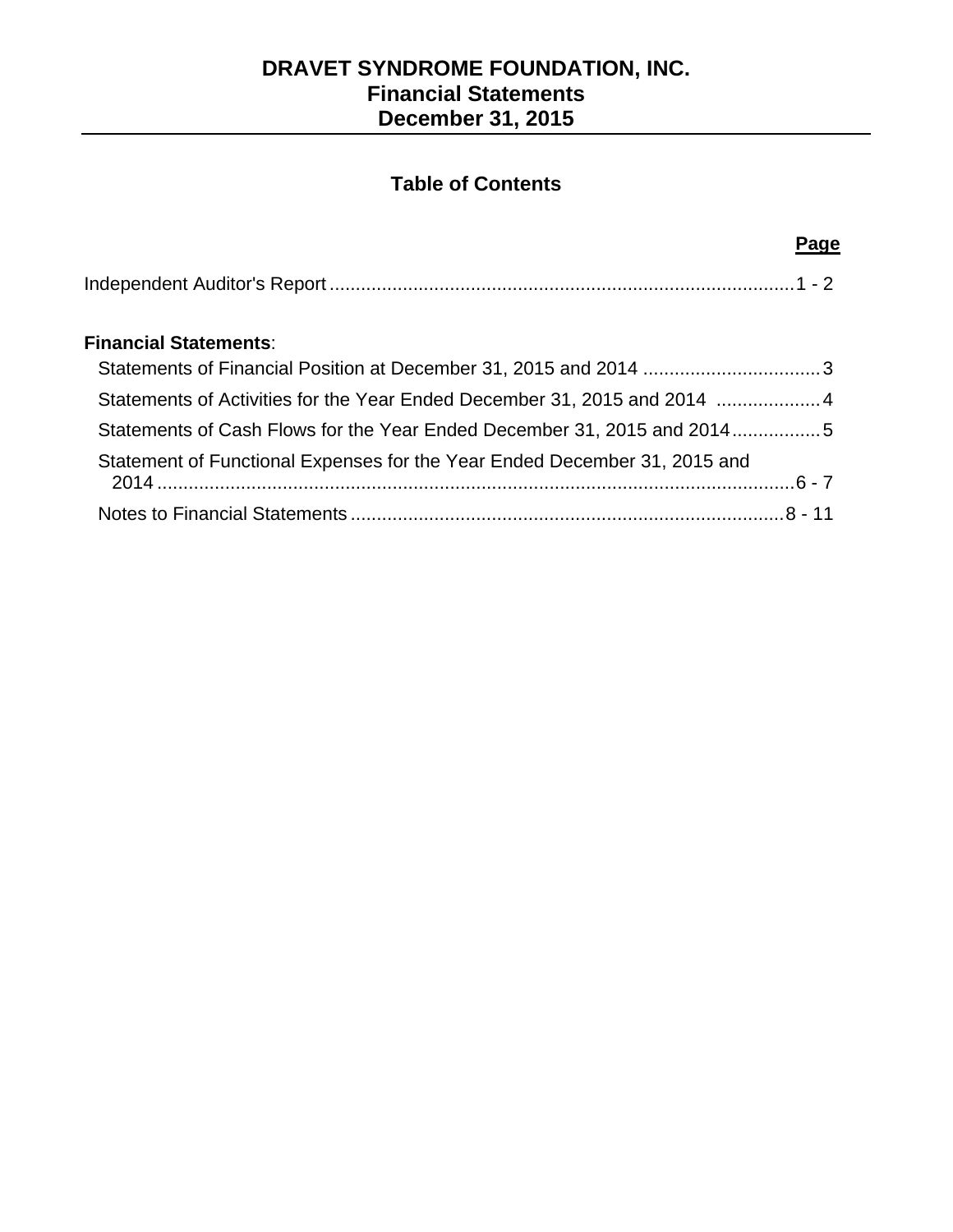# DRAVET SYNDROME FOUNDATION, INC.
## Financial Statements
## December 31, 2015

### Table of Contents

| | Page |
|---|---|
| Independent Auditor's Report | 1 - 2 |
| **Financial Statements**: | |
| Statements of Financial Position at December 31, 2015 and 2014 | 3 |
| Statements of Activities for the Year Ended December 31, 2015 and 2014 | 4 |
| Statements of Cash Flows for the Year Ended December 31, 2015 and 2014 | 5 |
| Statement of Functional Expenses for the Year Ended December 31, 2015 and 2014 | 6 - 7 |
| Notes to Financial Statements | 8 - 11 |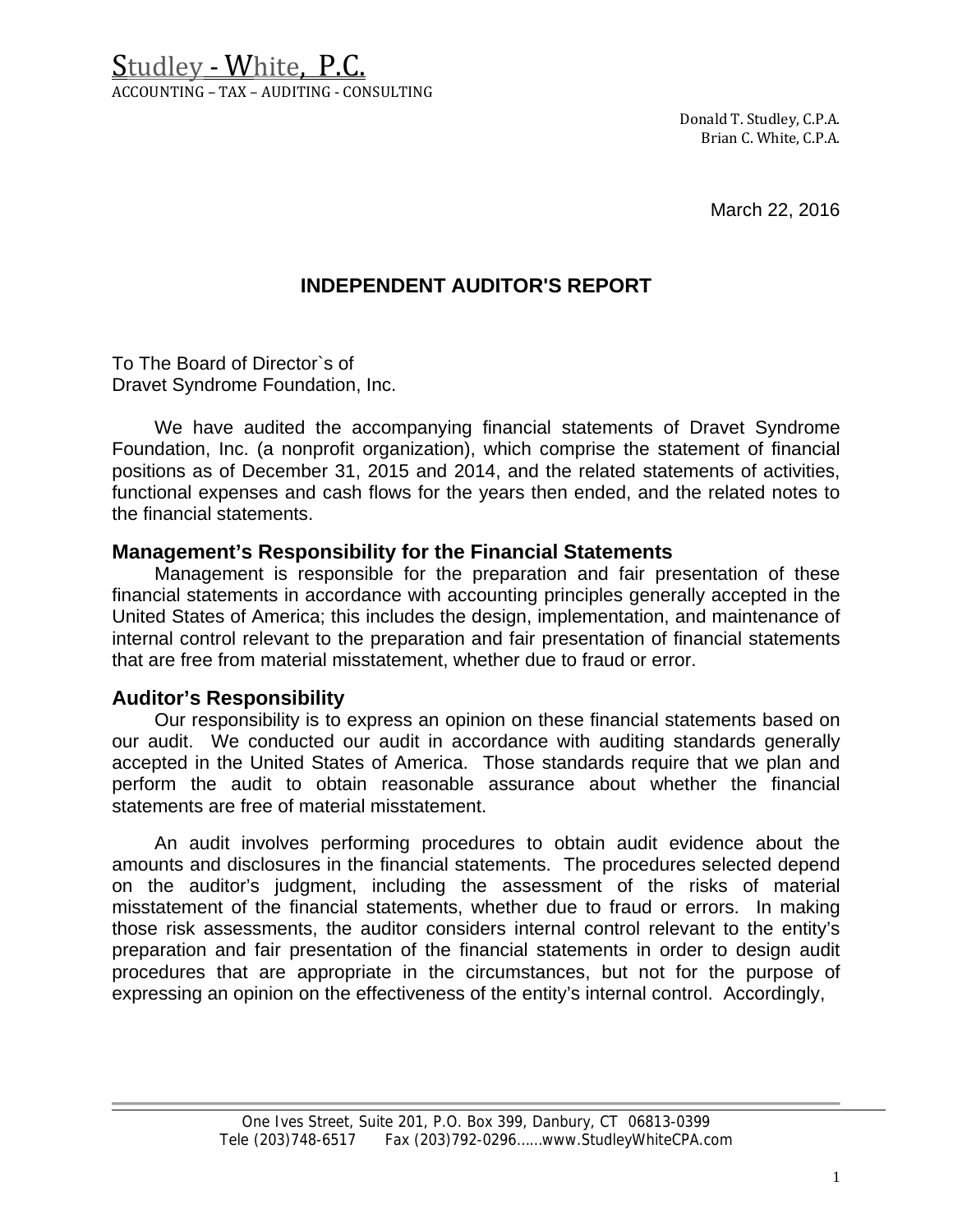# Studley - White, P.C.

ACCOUNTING – TAX – AUDITING - CONSULTING

Donald T. Studley, C.P.A.
Brian C. White, C.P.A.

March 22, 2016

## INDEPENDENT AUDITOR'S REPORT

To The Board of Director`s of
Dravet Syndrome Foundation, Inc.

We have audited the accompanying financial statements of Dravet Syndrome Foundation, Inc. (a nonprofit organization), which comprise the statement of financial positions as of December 31, 2015 and 2014, and the related statements of activities, functional expenses and cash flows for the years then ended, and the related notes to the financial statements.

### Management's Responsibility for the Financial Statements

Management is responsible for the preparation and fair presentation of these financial statements in accordance with accounting principles generally accepted in the United States of America; this includes the design, implementation, and maintenance of internal control relevant to the preparation and fair presentation of financial statements that are free from material misstatement, whether due to fraud or error.

### Auditor's Responsibility

Our responsibility is to express an opinion on these financial statements based on our audit. We conducted our audit in accordance with auditing standards generally accepted in the United States of America. Those standards require that we plan and perform the audit to obtain reasonable assurance about whether the financial statements are free of material misstatement.

An audit involves performing procedures to obtain audit evidence about the amounts and disclosures in the financial statements. The procedures selected depend on the auditor's judgment, including the assessment of the risks of material misstatement of the financial statements, whether due to fraud or errors. In making those risk assessments, the auditor considers internal control relevant to the entity's preparation and fair presentation of the financial statements in order to design audit procedures that are appropriate in the circumstances, but not for the purpose of expressing an opinion on the effectiveness of the entity's internal control. Accordingly,

One Ives Street, Suite 201, P.O. Box 399, Danbury, CT 06813-0399
Tele (203)748-6517 Fax (203)792-0296......www.StudleyWhiteCPA.com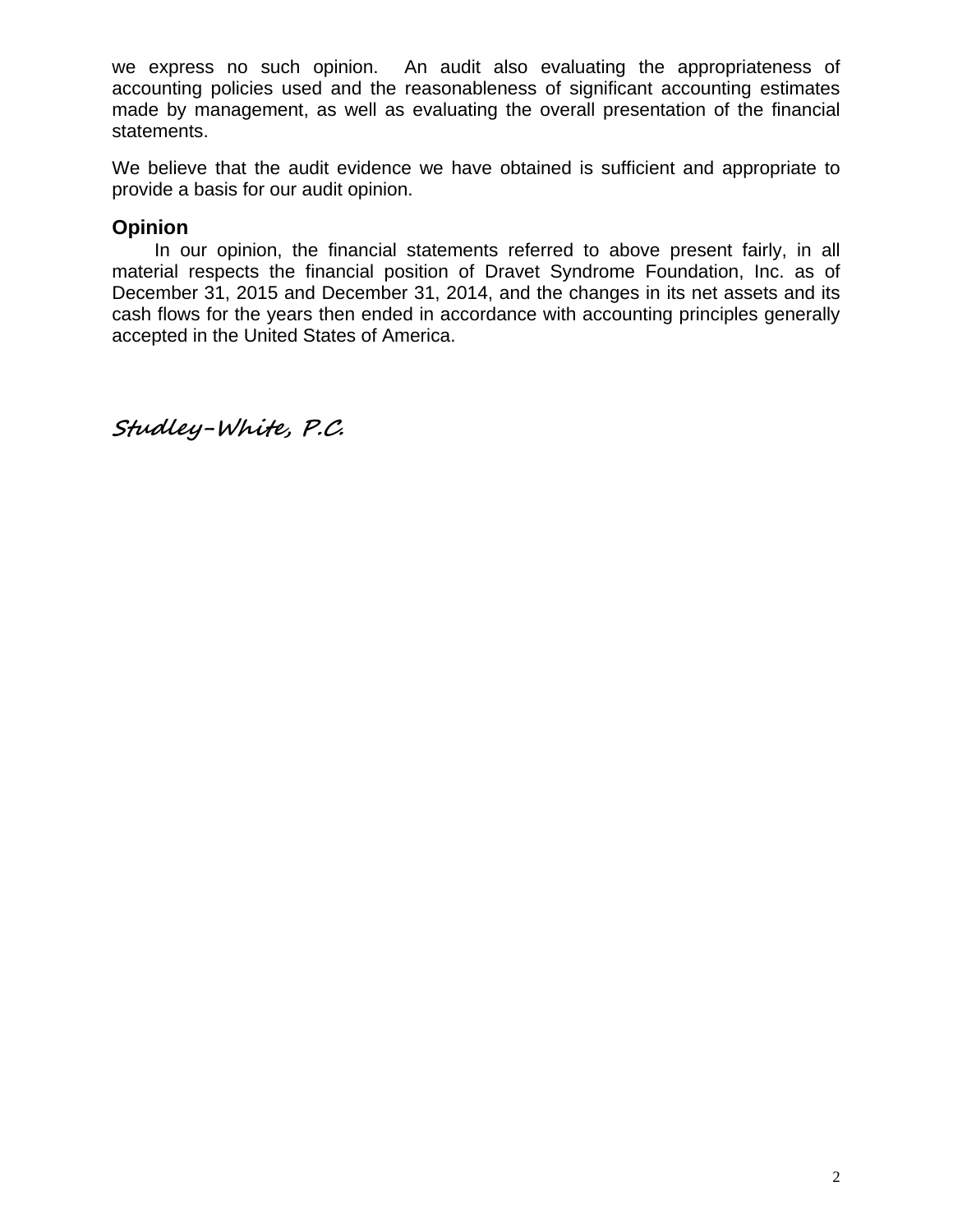we express no such opinion. An audit also evaluating the appropriateness of accounting policies used and the reasonableness of significant accounting estimates made by management, as well as evaluating the overall presentation of the financial statements.

We believe that the audit evidence we have obtained is sufficient and appropriate to provide a basis for our audit opinion.

## Opinion

In our opinion, the financial statements referred to above present fairly, in all material respects the financial position of Dravet Syndrome Foundation, Inc. as of December 31, 2015 and December 31, 2014, and the changes in its net assets and its cash flows for the years then ended in accordance with accounting principles generally accepted in the United States of America.

*Studley-White, P.C.*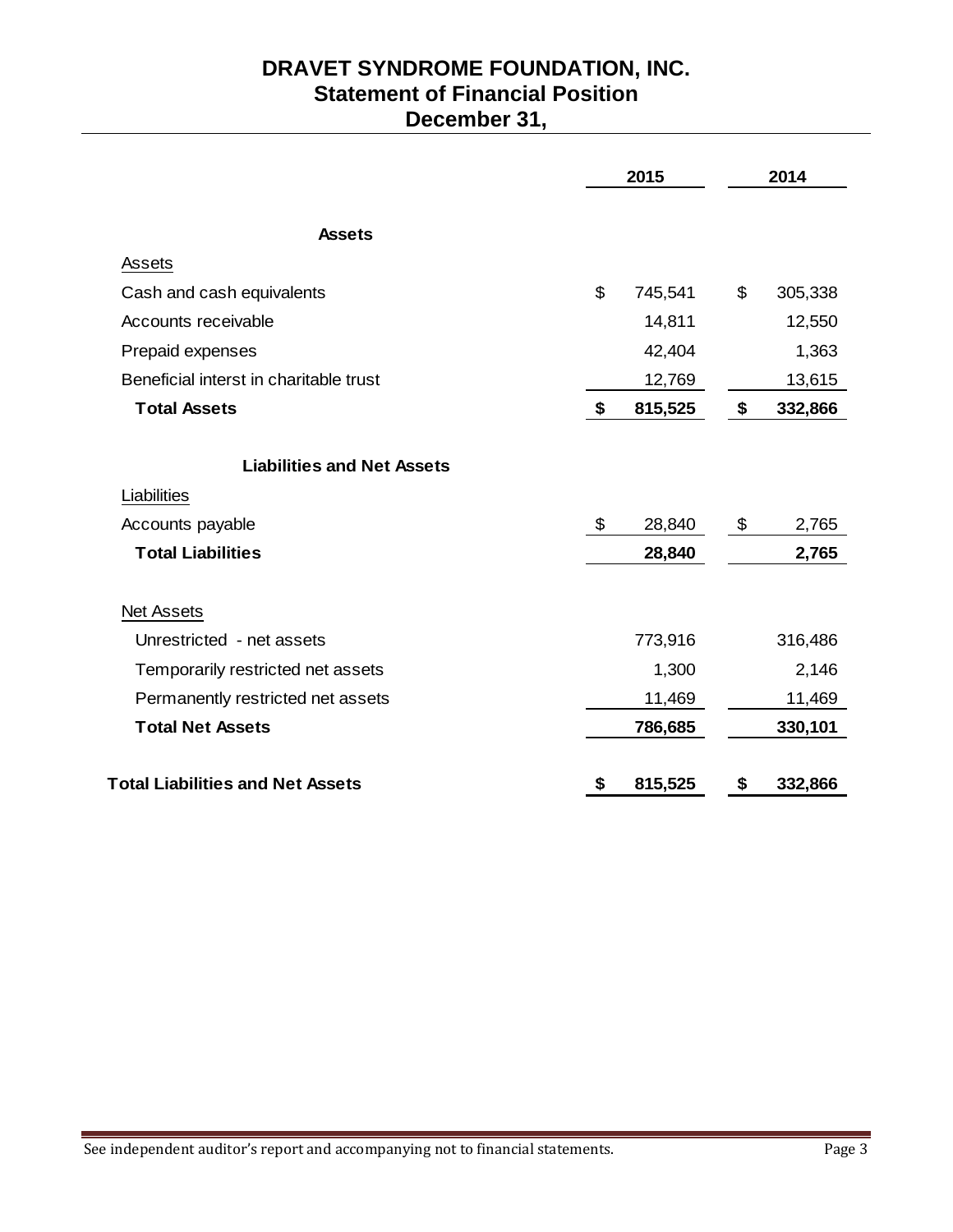# DRAVET SYNDROME FOUNDATION, INC.
## Statement of Financial Position
## December 31,

| | 2015 | 2014 |
|---|---|---|
| **Assets** | | |
| Assets | | |
| Cash and cash equivalents | $ 745,541 | $ 305,338 |
| Accounts receivable | 14,811 | 12,550 |
| Prepaid expenses | 42,404 | 1,363 |
| Beneficial interst in charitable trust | 12,769 | 13,615 |
| **Total Assets** | **$ 815,525** | **$ 332,866** |
| **Liabilities and Net Assets** | | |
| Liabilities | | |
| Accounts payable | $ 28,840 | $ 2,765 |
| **Total Liabilities** | **28,840** | **2,765** |
| Net Assets | | |
| Unrestricted - net assets | 773,916 | 316,486 |
| Temporarily restricted net assets | 1,300 | 2,146 |
| Permanently restricted net assets | 11,469 | 11,469 |
| **Total Net Assets** | **786,685** | **330,101** |
| **Total Liabilities and Net Assets** | **$ 815,525** | **$ 332,866** |

See independent auditor's report and accompanying not to financial statements.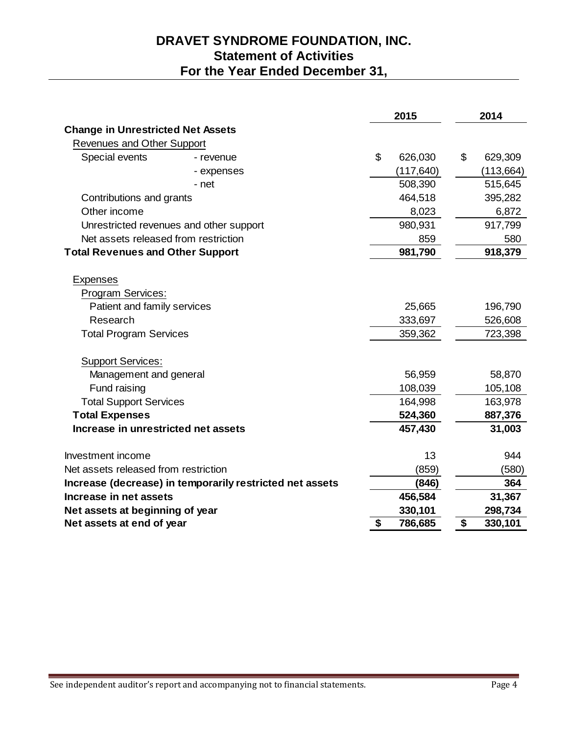# DRAVET SYNDROME FOUNDATION, INC.
## Statement of Activities
## For the Year Ended December 31,

| | | 2015 | 2014 |
|---|---|---|---|
| **Change in Unrestricted Net Assets** | | | |
| Revenues and Other Support | | | |
| Special events | - revenue | $ 626,030 | $ 629,309 |
| | - expenses | (117,640) | (113,664) |
| | - net | 508,390 | 515,645 |
| Contributions and grants | | 464,518 | 395,282 |
| Other income | | 8,023 | 6,872 |
| Unrestricted revenues and other support | | 980,931 | 917,799 |
| Net assets released from restriction | | 859 | 580 |
| **Total Revenues and Other Support** | | **981,790** | **918,379** |
| Expenses | | | |
| Program Services: | | | |
| Patient and family services | | 25,665 | 196,790 |
| Research | | 333,697 | 526,608 |
| Total Program Services | | 359,362 | 723,398 |
| Support Services: | | | |
| Management and general | | 56,959 | 58,870 |
| Fund raising | | 108,039 | 105,108 |
| Total Support Services | | 164,998 | 163,978 |
| **Total Expenses** | | **524,360** | **887,376** |
| **Increase in unrestricted net assets** | | **457,430** | **31,003** |
| Investment income | | 13 | 944 |
| Net assets released from restriction | | (859) | (580) |
| **Increase (decrease) in temporarily restricted net assets** | | **(846)** | **364** |
| **Increase in net assets** | | **456,584** | **31,367** |
| **Net assets at beginning of year** | | **330,101** | **298,734** |
| **Net assets at end of year** | | **$ 786,685** | **$ 330,101** |

See independent auditor's report and accompanying not to financial statements.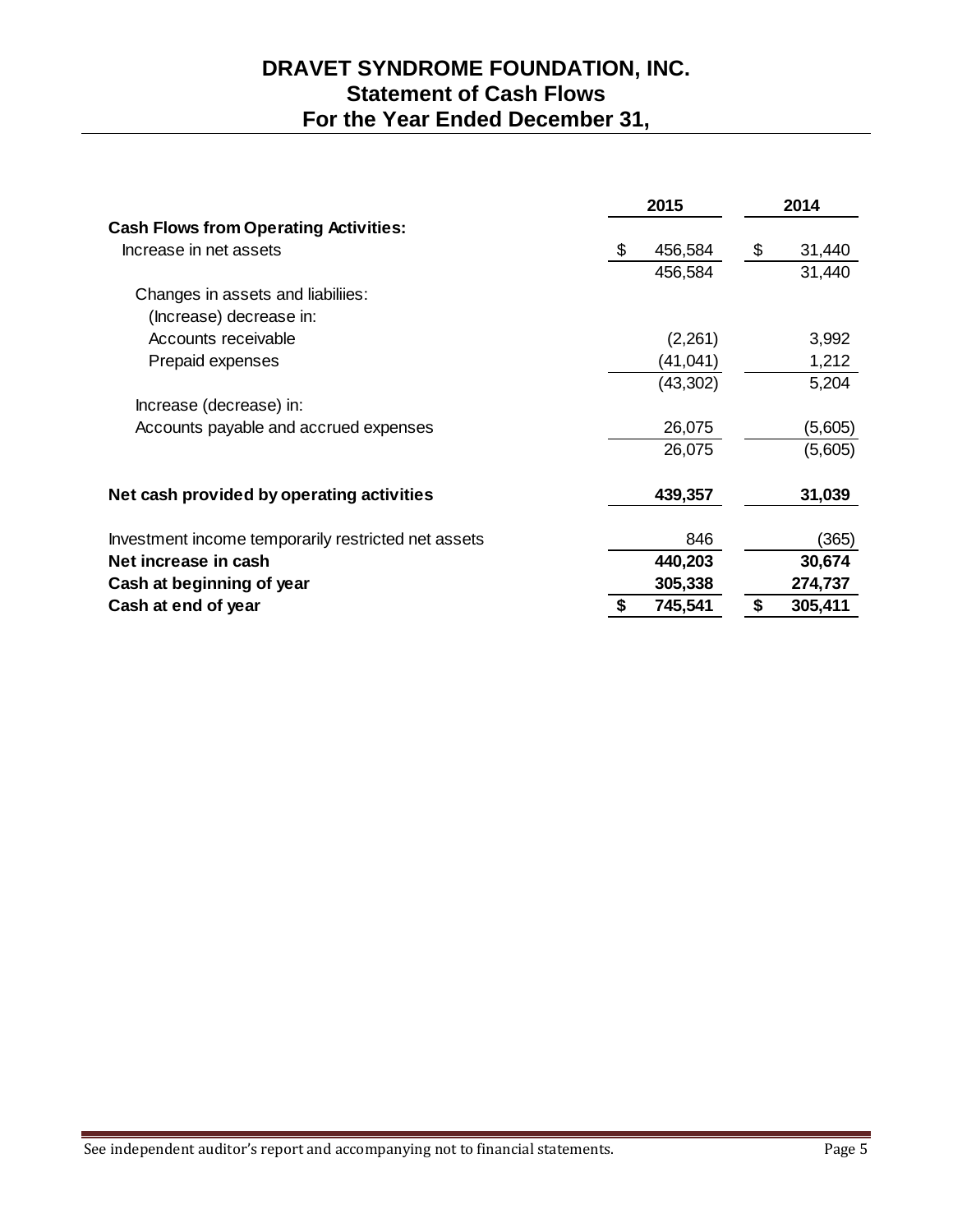# DRAVET SYNDROME FOUNDATION, INC.
## Statement of Cash Flows
## For the Year Ended December 31,

| | 2015 | 2014 |
|---|---|---|
| **Cash Flows from Operating Activities:** | | |
| Increase in net assets | $ 456,584 | $ 31,440 |
| | 456,584 | 31,440 |
| Changes in assets and liabiliies: | | |
| (Increase) decrease in: | | |
| Accounts receivable | (2,261) | 3,992 |
| Prepaid expenses | (41,041) | 1,212 |
| | (43,302) | 5,204 |
| Increase (decrease) in: | | |
| Accounts payable and accrued expenses | 26,075 | (5,605) |
| | 26,075 | (5,605) |
| **Net cash provided by operating activities** | **439,357** | **31,039** |
| Investment income temporarily restricted net assets | 846 | (365) |
| **Net increase in cash** | **440,203** | **30,674** |
| **Cash at beginning of year** | **305,338** | **274,737** |
| **Cash at end of year** | **$ 745,541** | **$ 305,411** |

See independent auditor's report and accompanying not to financial statements.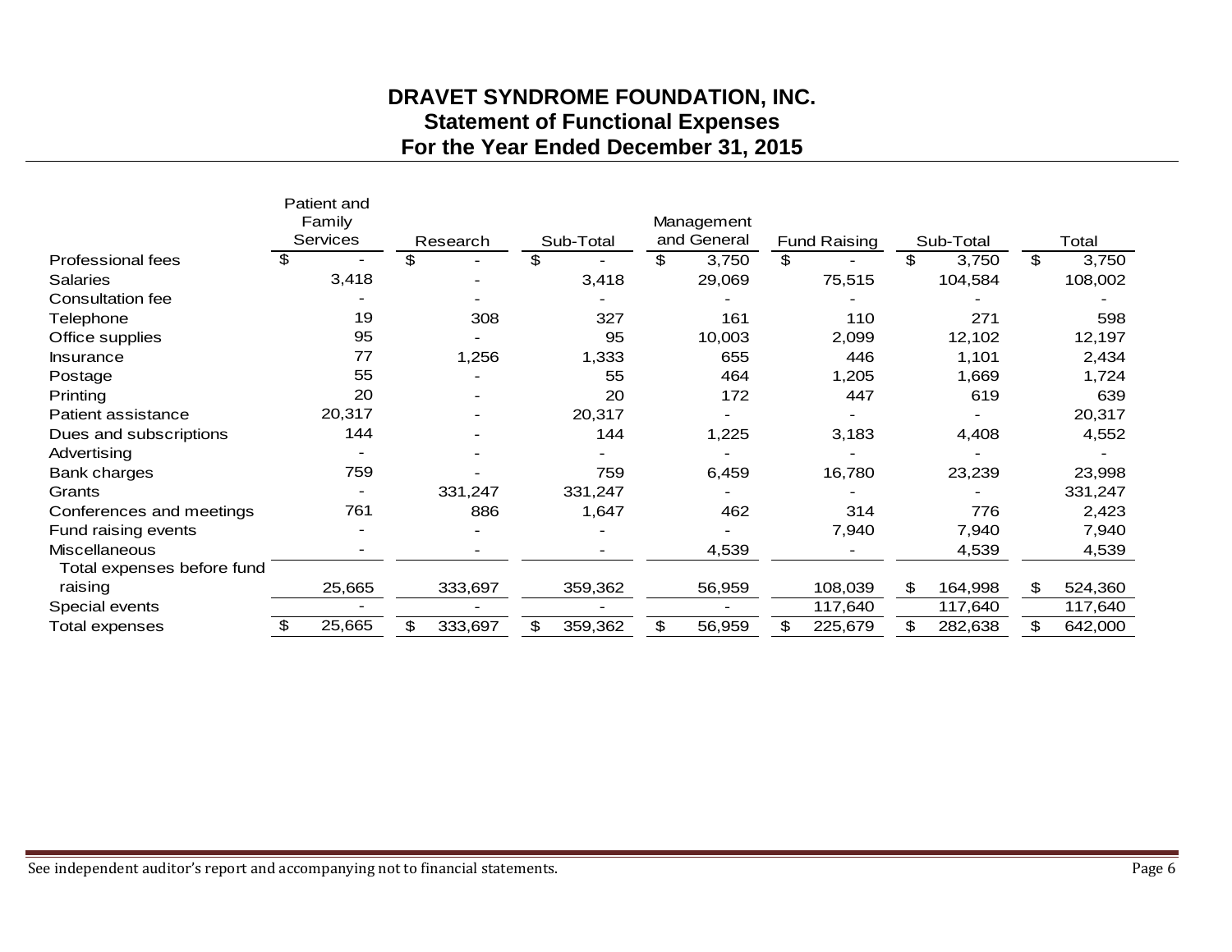# DRAVET SYNDROME FOUNDATION, INC.

## Statement of Functional Expenses

## For the Year Ended December 31, 2015

| | Patient and Family Services | Research | Sub-Total | Management and General | Fund Raising | Sub-Total | Total |
|---|---|---|---|---|---|---|---|
| Professional fees | $ - | $ - | $ - | $ 3,750 | $ - | $ 3,750 | $ 3,750 |
| Salaries | 3,418 | - | 3,418 | 29,069 | 75,515 | 104,584 | 108,002 |
| Consultation fee | - | - | - | - | - | - | - |
| Telephone | 19 | 308 | 327 | 161 | 110 | 271 | 598 |
| Office supplies | 95 | - | 95 | 10,003 | 2,099 | 12,102 | 12,197 |
| Insurance | 77 | 1,256 | 1,333 | 655 | 446 | 1,101 | 2,434 |
| Postage | 55 | - | 55 | 464 | 1,205 | 1,669 | 1,724 |
| Printing | 20 | - | 20 | 172 | 447 | 619 | 639 |
| Patient assistance | 20,317 | - | 20,317 | - | - | - | 20,317 |
| Dues and subscriptions | 144 | - | 144 | 1,225 | 3,183 | 4,408 | 4,552 |
| Advertising | - | - | - | - | - | - | - |
| Bank charges | 759 | - | 759 | 6,459 | 16,780 | 23,239 | 23,998 |
| Grants | - | 331,247 | 331,247 | - | - | - | 331,247 |
| Conferences and meetings | 761 | 886 | 1,647 | 462 | 314 | 776 | 2,423 |
| Fund raising events | - | - | - | - | 7,940 | 7,940 | 7,940 |
| Miscellaneous | - | - | - | 4,539 | - | 4,539 | 4,539 |
| Total expenses before fund raising | 25,665 | 333,697 | 359,362 | 56,959 | 108,039 | $ 164,998 | $ 524,360 |
| Special events | - | - | - | - | 117,640 | 117,640 | 117,640 |
| Total expenses | $ 25,665 | $ 333,697 | $ 359,362 | $ 56,959 | $ 225,679 | $ 282,638 | $ 642,000 |

See independent auditor's report and accompanying not to financial statements.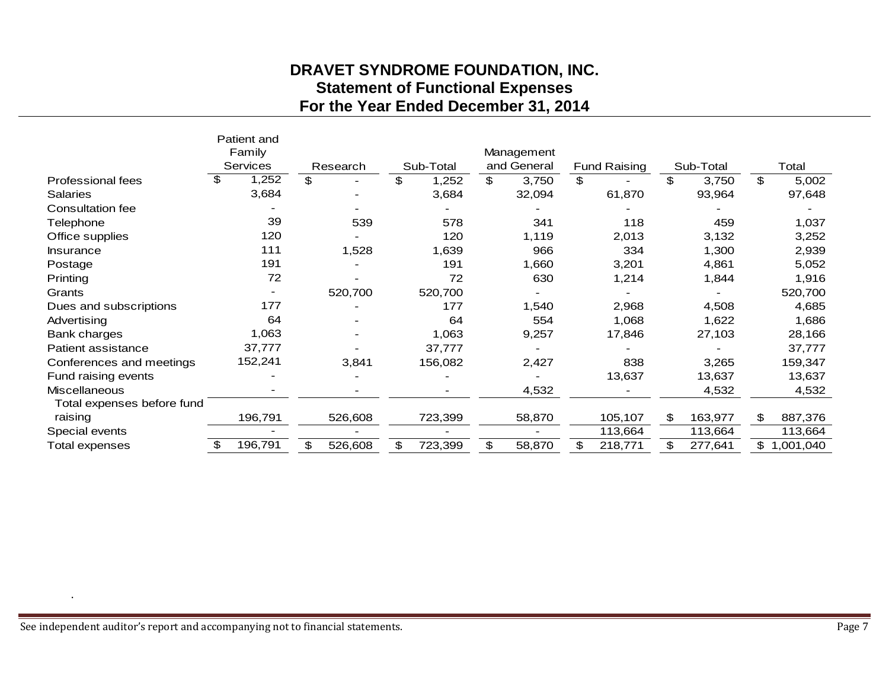# DRAVET SYNDROME FOUNDATION, INC.
## Statement of Functional Expenses
## For the Year Ended December 31, 2014

| | Patient and Family Services | Research | Sub-Total | Management and General | Fund Raising | Sub-Total | Total |
|---|---|---|---|---|---|---|---|
| Professional fees | $ 1,252 | $ - | $ 1,252 | $ 3,750 | $ - | $ 3,750 | $ 5,002 |
| Salaries | 3,684 | - | 3,684 | 32,094 | 61,870 | 93,964 | 97,648 |
| Consultation fee | - | - | - | - | - | - | - |
| Telephone | 39 | 539 | 578 | 341 | 118 | 459 | 1,037 |
| Office supplies | 120 | - | 120 | 1,119 | 2,013 | 3,132 | 3,252 |
| Insurance | 111 | 1,528 | 1,639 | 966 | 334 | 1,300 | 2,939 |
| Postage | 191 | - | 191 | 1,660 | 3,201 | 4,861 | 5,052 |
| Printing | 72 | - | 72 | 630 | 1,214 | 1,844 | 1,916 |
| Grants | - | 520,700 | 520,700 | - | - | - | 520,700 |
| Dues and subscriptions | 177 | - | 177 | 1,540 | 2,968 | 4,508 | 4,685 |
| Advertising | 64 | - | 64 | 554 | 1,068 | 1,622 | 1,686 |
| Bank charges | 1,063 | - | 1,063 | 9,257 | 17,846 | 27,103 | 28,166 |
| Patient assistance | 37,777 | - | 37,777 | - | - | - | 37,777 |
| Conferences and meetings | 152,241 | 3,841 | 156,082 | 2,427 | 838 | 3,265 | 159,347 |
| Fund raising events | - | - | - | - | 13,637 | 13,637 | 13,637 |
| Miscellaneous | - | - | - | 4,532 | - | 4,532 | 4,532 |
| Total expenses before fund raising | 196,791 | 526,608 | 723,399 | 58,870 | 105,107 | $ 163,977 | $ 887,376 |
| Special events | - | - | - | - | 113,664 | 113,664 | 113,664 |
| Total expenses | $ 196,791 | $ 526,608 | $ 723,399 | $ 58,870 | $ 218,771 | $ 277,641 | $ 1,001,040 |

.

See independent auditor's report and accompanying not to financial statements.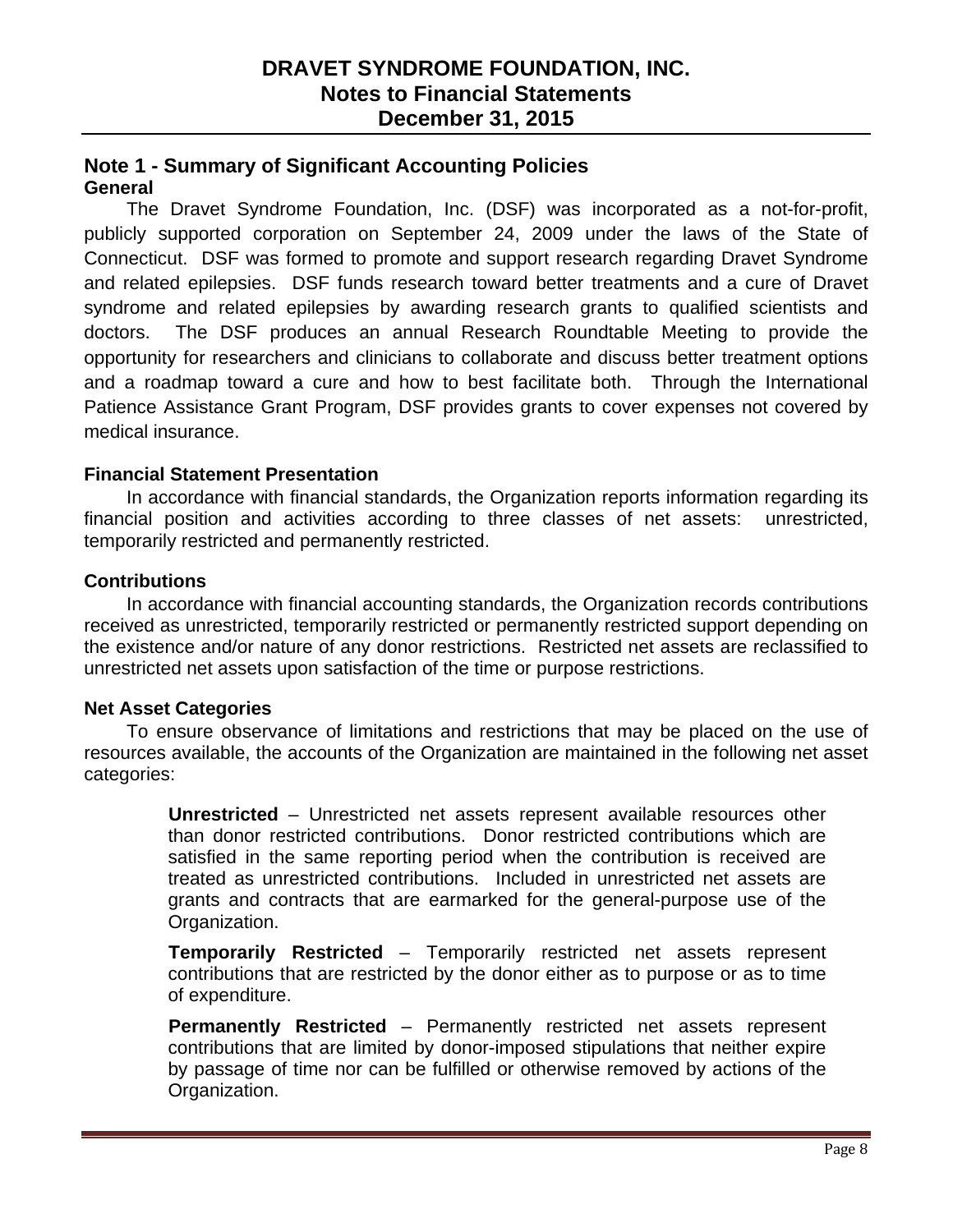# DRAVET SYNDROME FOUNDATION, INC.
## Notes to Financial Statements
## December 31, 2015

## Note 1 - Summary of Significant Accounting Policies

### General

The Dravet Syndrome Foundation, Inc. (DSF) was incorporated as a not-for-profit, publicly supported corporation on September 24, 2009 under the laws of the State of Connecticut. DSF was formed to promote and support research regarding Dravet Syndrome and related epilepsies. DSF funds research toward better treatments and a cure of Dravet syndrome and related epilepsies by awarding research grants to qualified scientists and doctors. The DSF produces an annual Research Roundtable Meeting to provide the opportunity for researchers and clinicians to collaborate and discuss better treatment options and a roadmap toward a cure and how to best facilitate both. Through the International Patience Assistance Grant Program, DSF provides grants to cover expenses not covered by medical insurance.

### Financial Statement Presentation

In accordance with financial standards, the Organization reports information regarding its financial position and activities according to three classes of net assets: unrestricted, temporarily restricted and permanently restricted.

### Contributions

In accordance with financial accounting standards, the Organization records contributions received as unrestricted, temporarily restricted or permanently restricted support depending on the existence and/or nature of any donor restrictions. Restricted net assets are reclassified to unrestricted net assets upon satisfaction of the time or purpose restrictions.

### Net Asset Categories

To ensure observance of limitations and restrictions that may be placed on the use of resources available, the accounts of the Organization are maintained in the following net asset categories:

**Unrestricted** – Unrestricted net assets represent available resources other than donor restricted contributions. Donor restricted contributions which are satisfied in the same reporting period when the contribution is received are treated as unrestricted contributions. Included in unrestricted net assets are grants and contracts that are earmarked for the general-purpose use of the Organization.

**Temporarily Restricted** – Temporarily restricted net assets represent contributions that are restricted by the donor either as to purpose or as to time of expenditure.

**Permanently Restricted** – Permanently restricted net assets represent contributions that are limited by donor-imposed stipulations that neither expire by passage of time nor can be fulfilled or otherwise removed by actions of the Organization.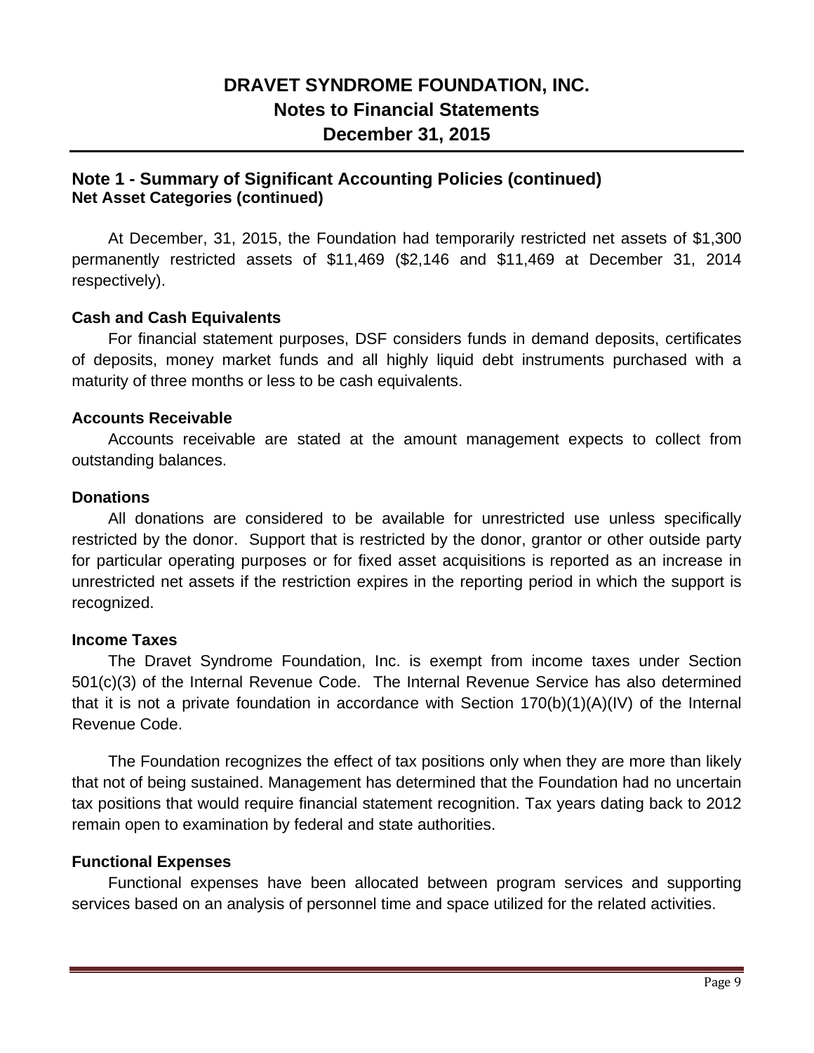## Note 1 - Summary of Significant Accounting Policies (continued)

### Net Asset Categories (continued)

At December, 31, 2015, the Foundation had temporarily restricted net assets of $1,300 permanently restricted assets of $11,469 ($2,146 and $11,469 at December 31, 2014 respectively).

### Cash and Cash Equivalents

For financial statement purposes, DSF considers funds in demand deposits, certificates of deposits, money market funds and all highly liquid debt instruments purchased with a maturity of three months or less to be cash equivalents.

### Accounts Receivable

Accounts receivable are stated at the amount management expects to collect from outstanding balances.

### Donations

All donations are considered to be available for unrestricted use unless specifically restricted by the donor. Support that is restricted by the donor, grantor or other outside party for particular operating purposes or for fixed asset acquisitions is reported as an increase in unrestricted net assets if the restriction expires in the reporting period in which the support is recognized.

### Income Taxes

The Dravet Syndrome Foundation, Inc. is exempt from income taxes under Section 501(c)(3) of the Internal Revenue Code. The Internal Revenue Service has also determined that it is not a private foundation in accordance with Section 170(b)(1)(A)(IV) of the Internal Revenue Code.

The Foundation recognizes the effect of tax positions only when they are more than likely that not of being sustained. Management has determined that the Foundation had no uncertain tax positions that would require financial statement recognition. Tax years dating back to 2012 remain open to examination by federal and state authorities.

### Functional Expenses

Functional expenses have been allocated between program services and supporting services based on an analysis of personnel time and space utilized for the related activities.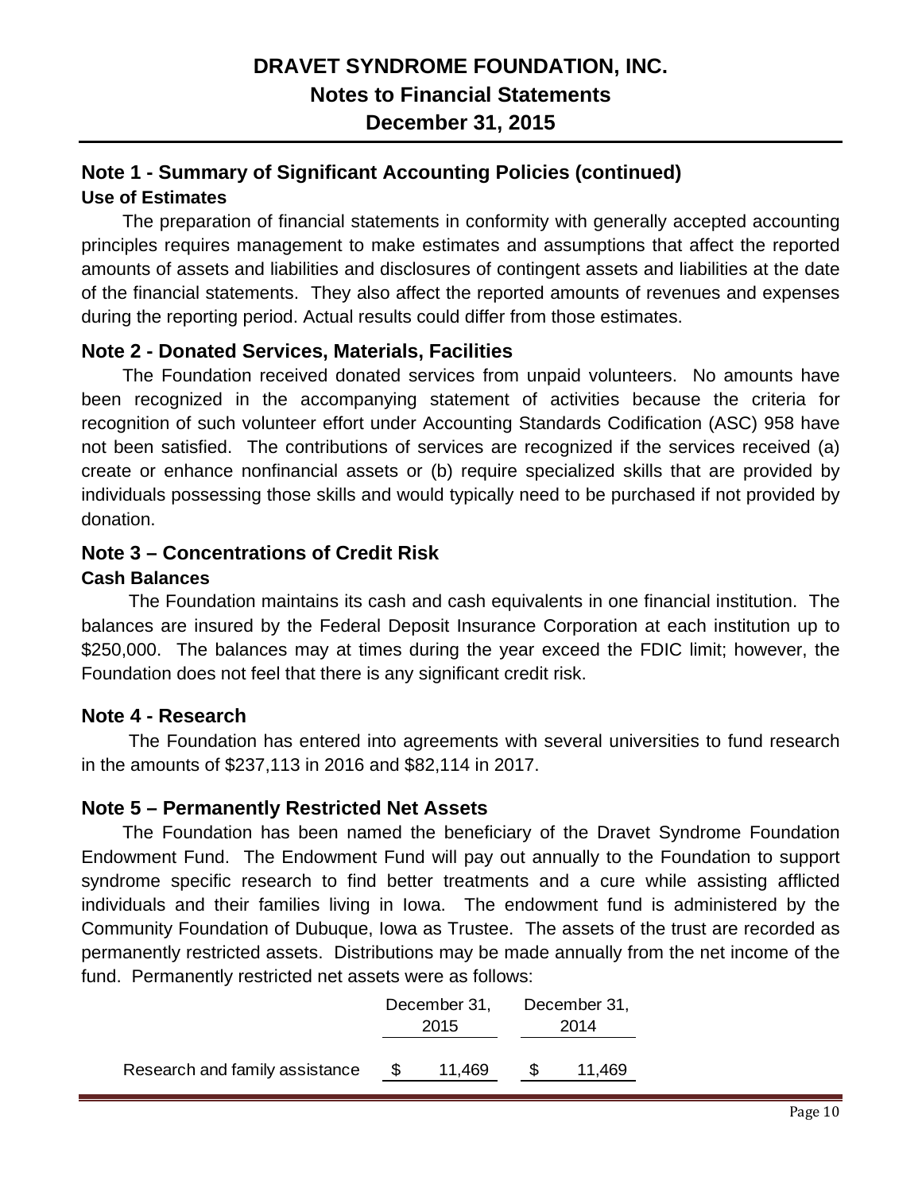# DRAVET SYNDROME FOUNDATION, INC.
## Notes to Financial Statements
## December 31, 2015

### Note 1 - Summary of Significant Accounting Policies (continued)

**Use of Estimates**

The preparation of financial statements in conformity with generally accepted accounting principles requires management to make estimates and assumptions that affect the reported amounts of assets and liabilities and disclosures of contingent assets and liabilities at the date of the financial statements. They also affect the reported amounts of revenues and expenses during the reporting period. Actual results could differ from those estimates.

### Note 2 - Donated Services, Materials, Facilities

The Foundation received donated services from unpaid volunteers. No amounts have been recognized in the accompanying statement of activities because the criteria for recognition of such volunteer effort under Accounting Standards Codification (ASC) 958 have not been satisfied. The contributions of services are recognized if the services received (a) create or enhance nonfinancial assets or (b) require specialized skills that are provided by individuals possessing those skills and would typically need to be purchased if not provided by donation.

### Note 3 – Concentrations of Credit Risk

**Cash Balances**

The Foundation maintains its cash and cash equivalents in one financial institution. The balances are insured by the Federal Deposit Insurance Corporation at each institution up to \$250,000. The balances may at times during the year exceed the FDIC limit; however, the Foundation does not feel that there is any significant credit risk.

### Note 4 - Research

The Foundation has entered into agreements with several universities to fund research in the amounts of \$237,113 in 2016 and \$82,114 in 2017.

### Note 5 – Permanently Restricted Net Assets

The Foundation has been named the beneficiary of the Dravet Syndrome Foundation Endowment Fund. The Endowment Fund will pay out annually to the Foundation to support syndrome specific research to find better treatments and a cure while assisting afflicted individuals and their families living in Iowa. The endowment fund is administered by the Community Foundation of Dubuque, Iowa as Trustee. The assets of the trust are recorded as permanently restricted assets. Distributions may be made annually from the net income of the fund. Permanently restricted net assets were as follows:

| | December 31, 2015 | December 31, 2014 |
|---|---|---|
| Research and family assistance | \$ 11,469 | \$ 11,469 |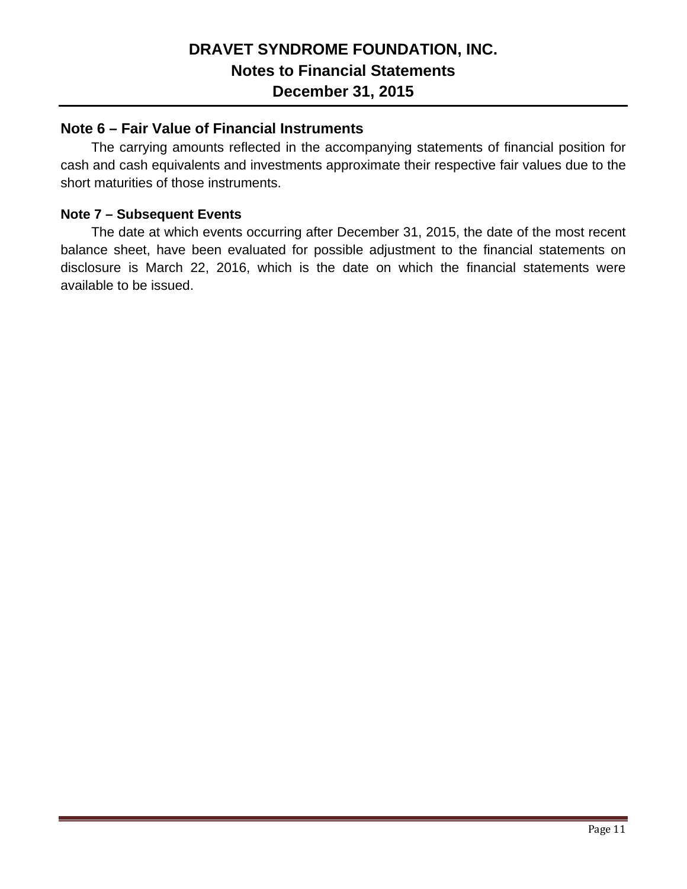## Note 6 – Fair Value of Financial Instruments

The carrying amounts reflected in the accompanying statements of financial position for cash and cash equivalents and investments approximate their respective fair values due to the short maturities of those instruments.

### Note 7 – Subsequent Events

The date at which events occurring after December 31, 2015, the date of the most recent balance sheet, have been evaluated for possible adjustment to the financial statements on disclosure is March 22, 2016, which is the date on which the financial statements were available to be issued.